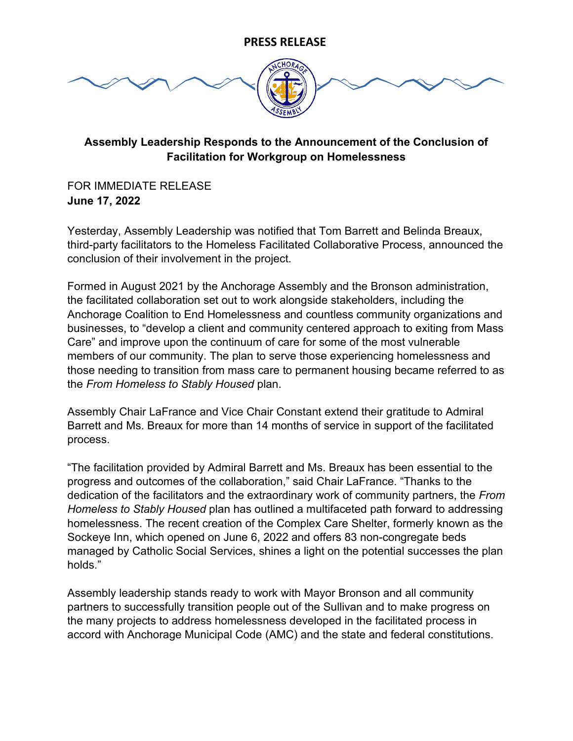**PRESS RELEASE**

## Assembly Leadership Responds to the Announcement of the Conclusion of Facilitation for Workgroup on Homelessness

FOR IMMEDIATE RELEASE
**June 17, 2022**

Yesterday, Assembly Leadership was notified that Tom Barrett and Belinda Breaux, third-party facilitators to the Homeless Facilitated Collaborative Process, announced the conclusion of their involvement in the project.

Formed in August 2021 by the Anchorage Assembly and the Bronson administration, the facilitated collaboration set out to work alongside stakeholders, including the Anchorage Coalition to End Homelessness and countless community organizations and businesses, to "develop a client and community centered approach to exiting from Mass Care" and improve upon the continuum of care for some of the most vulnerable members of our community. The plan to serve those experiencing homelessness and those needing to transition from mass care to permanent housing became referred to as the *From Homeless to Stably Housed* plan.

Assembly Chair LaFrance and Vice Chair Constant extend their gratitude to Admiral Barrett and Ms. Breaux for more than 14 months of service in support of the facilitated process.

"The facilitation provided by Admiral Barrett and Ms. Breaux has been essential to the progress and outcomes of the collaboration," said Chair LaFrance. "Thanks to the dedication of the facilitators and the extraordinary work of community partners, the *From Homeless to Stably Housed* plan has outlined a multifaceted path forward to addressing homelessness. The recent creation of the Complex Care Shelter, formerly known as the Sockeye Inn, which opened on June 6, 2022 and offers 83 non-congregate beds managed by Catholic Social Services, shines a light on the potential successes the plan holds."

Assembly leadership stands ready to work with Mayor Bronson and all community partners to successfully transition people out of the Sullivan and to make progress on the many projects to address homelessness developed in the facilitated process in accord with Anchorage Municipal Code (AMC) and the state and federal constitutions.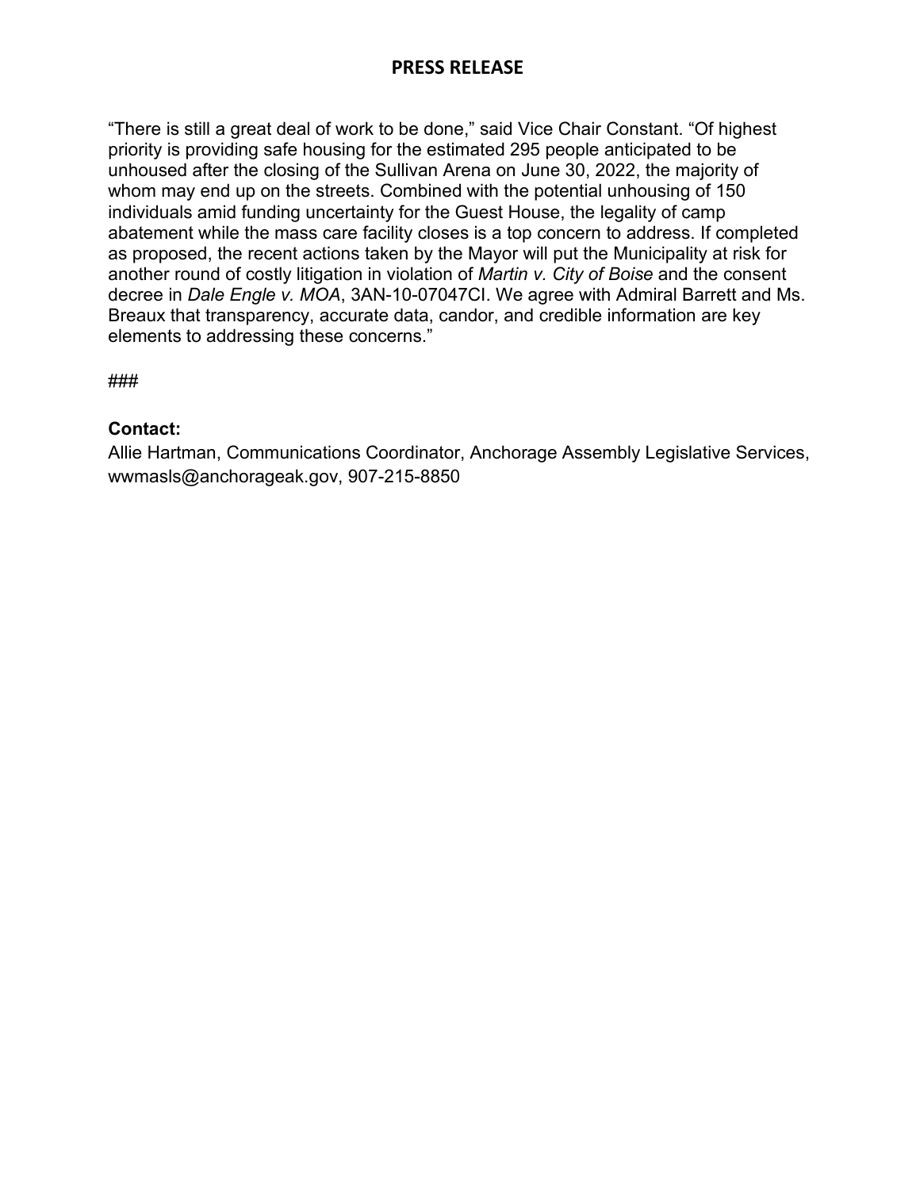“There is still a great deal of work to be done,” said Vice Chair Constant. “Of highest priority is providing safe housing for the estimated 295 people anticipated to be unhoused after the closing of the Sullivan Arena on June 30, 2022, the majority of whom may end up on the streets. Combined with the potential unhousing of 150 individuals amid funding uncertainty for the Guest House, the legality of camp abatement while the mass care facility closes is a top concern to address. If completed as proposed, the recent actions taken by the Mayor will put the Municipality at risk for another round of costly litigation in violation of *Martin v. City of Boise* and the consent decree in *Dale Engle v. MOA*, 3AN-10-07047CI. We agree with Admiral Barrett and Ms. Breaux that transparency, accurate data, candor, and credible information are key elements to addressing these concerns.”

###

**Contact:**
Allie Hartman, Communications Coordinator, Anchorage Assembly Legislative Services, wwmasls@anchorageak.gov, 907-215-8850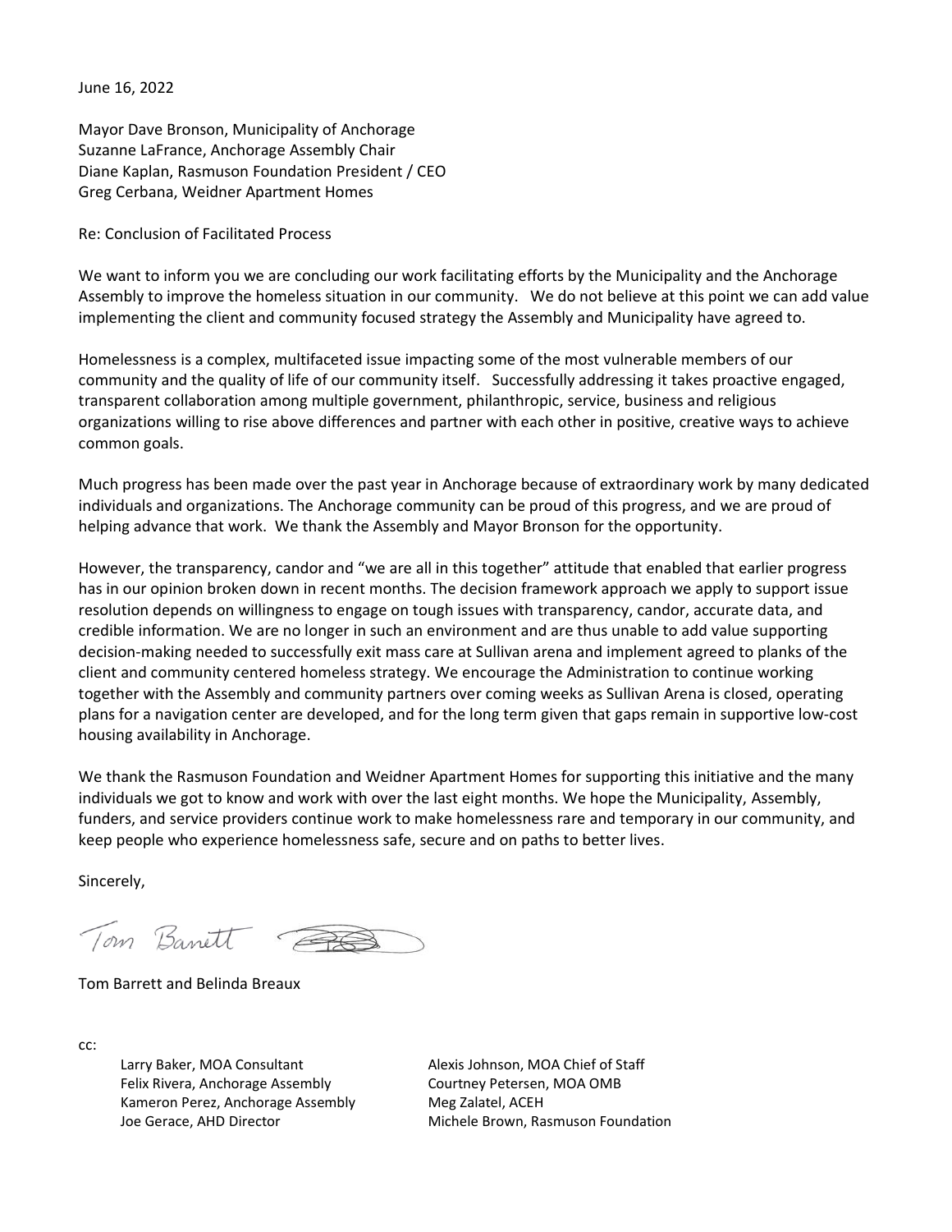June 16, 2022

Mayor Dave Bronson, Municipality of Anchorage
Suzanne LaFrance, Anchorage Assembly Chair
Diane Kaplan, Rasmuson Foundation President / CEO
Greg Cerbana, Weidner Apartment Homes

Re: Conclusion of Facilitated Process

We want to inform you we are concluding our work facilitating efforts by the Municipality and the Anchorage Assembly to improve the homeless situation in our community. We do not believe at this point we can add value implementing the client and community focused strategy the Assembly and Municipality have agreed to.

Homelessness is a complex, multifaceted issue impacting some of the most vulnerable members of our community and the quality of life of our community itself. Successfully addressing it takes proactive engaged, transparent collaboration among multiple government, philanthropic, service, business and religious organizations willing to rise above differences and partner with each other in positive, creative ways to achieve common goals.

Much progress has been made over the past year in Anchorage because of extraordinary work by many dedicated individuals and organizations. The Anchorage community can be proud of this progress, and we are proud of helping advance that work. We thank the Assembly and Mayor Bronson for the opportunity.

However, the transparency, candor and "we are all in this together" attitude that enabled that earlier progress has in our opinion broken down in recent months. The decision framework approach we apply to support issue resolution depends on willingness to engage on tough issues with transparency, candor, accurate data, and credible information. We are no longer in such an environment and are thus unable to add value supporting decision-making needed to successfully exit mass care at Sullivan arena and implement agreed to planks of the client and community centered homeless strategy. We encourage the Administration to continue working together with the Assembly and community partners over coming weeks as Sullivan Arena is closed, operating plans for a navigation center are developed, and for the long term given that gaps remain in supportive low-cost housing availability in Anchorage.

We thank the Rasmuson Foundation and Weidner Apartment Homes for supporting this initiative and the many individuals we got to know and work with over the last eight months. We hope the Municipality, Assembly, funders, and service providers continue work to make homelessness rare and temporary in our community, and keep people who experience homelessness safe, secure and on paths to better lives.

Sincerely,

Tom Barrett

Tom Barrett and Belinda Breaux

cc:

Larry Baker, MOA Consultant
Felix Rivera, Anchorage Assembly
Kameron Perez, Anchorage Assembly
Joe Gerace, AHD Director
Alexis Johnson, MOA Chief of Staff
Courtney Petersen, MOA OMB
Meg Zalatel, ACEH
Michele Brown, Rasmuson Foundation